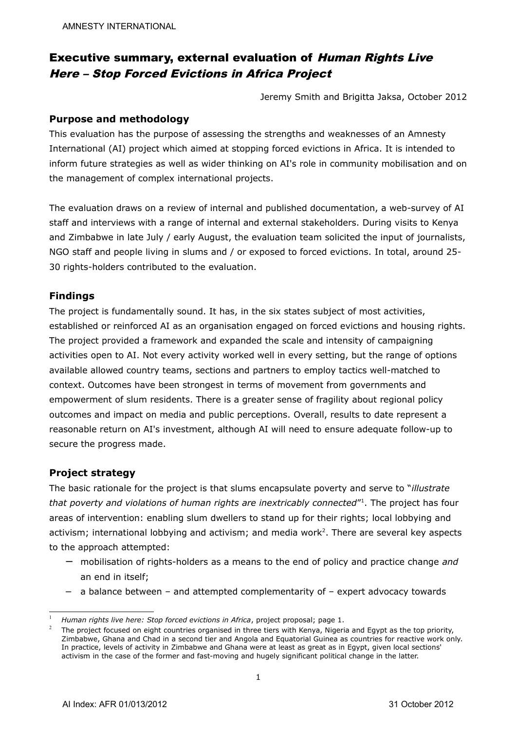# Executive summary, external evaluation of *Human Rights Live Here – Stop Forced Evictions in Africa Project*

Jeremy Smith and Brigitta Jaksa, October 2012

## Purpose and methodology

This evaluation has the purpose of assessing the strengths and weaknesses of an Amnesty International (AI) project which aimed at stopping forced evictions in Africa. It is intended to inform future strategies as well as wider thinking on AI's role in community mobilisation and on the management of complex international projects.

The evaluation draws on a review of internal and published documentation, a web-survey of AI staff and interviews with a range of internal and external stakeholders. During visits to Kenya and Zimbabwe in late July / early August, the evaluation team solicited the input of journalists, NGO staff and people living in slums and / or exposed to forced evictions. In total, around 25-30 rights-holders contributed to the evaluation.

## Findings

The project is fundamentally sound. It has, in the six states subject of most activities, established or reinforced AI as an organisation engaged on forced evictions and housing rights. The project provided a framework and expanded the scale and intensity of campaigning activities open to AI. Not every activity worked well in every setting, but the range of options available allowed country teams, sections and partners to employ tactics well-matched to context. Outcomes have been strongest in terms of movement from governments and empowerment of slum residents. There is a greater sense of fragility about regional policy outcomes and impact on media and public perceptions. Overall, results to date represent a reasonable return on AI's investment, although AI will need to ensure adequate follow-up to secure the progress made.

## Project strategy

The basic rationale for the project is that slums encapsulate poverty and serve to "*illustrate that poverty and violations of human rights are inextricably connected*"[1]. The project has four areas of intervention: enabling slum dwellers to stand up for their rights; local lobbying and activism; international lobbying and activism; and media work[2]. There are several key aspects to the approach attempted:

- mobilisation of rights-holders as a means to the end of policy and practice change *and* an end in itself;
- a balance between – and attempted complementarity of – expert advocacy towards

---

[1] *Human rights live here: Stop forced evictions in Africa*, project proposal; page 1.

[2] The project focused on eight countries organised in three tiers with Kenya, Nigeria and Egypt as the top priority, Zimbabwe, Ghana and Chad in a second tier and Angola and Equatorial Guinea as countries for reactive work only. In practice, levels of activity in Zimbabwe and Ghana were at least as great as in Egypt, given local sections' activism in the case of the former and fast-moving and hugely significant political change in the latter.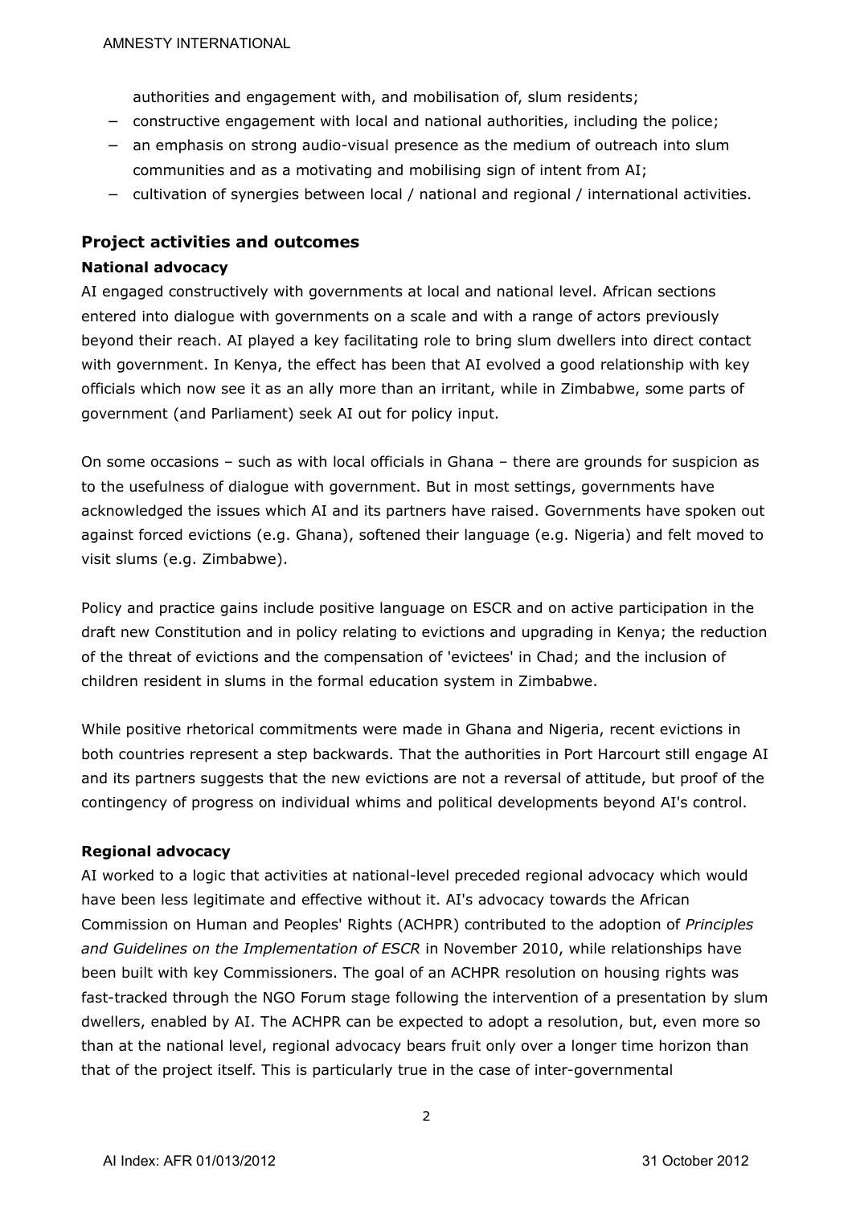authorities and engagement with, and mobilisation of, slum residents;

- constructive engagement with local and national authorities, including the police;
- an emphasis on strong audio-visual presence as the medium of outreach into slum communities and as a motivating and mobilising sign of intent from AI;
- cultivation of synergies between local / national and regional / international activities.

## Project activities and outcomes

### National advocacy

AI engaged constructively with governments at local and national level. African sections entered into dialogue with governments on a scale and with a range of actors previously beyond their reach. AI played a key facilitating role to bring slum dwellers into direct contact with government. In Kenya, the effect has been that AI evolved a good relationship with key officials which now see it as an ally more than an irritant, while in Zimbabwe, some parts of government (and Parliament) seek AI out for policy input.

On some occasions – such as with local officials in Ghana – there are grounds for suspicion as to the usefulness of dialogue with government. But in most settings, governments have acknowledged the issues which AI and its partners have raised. Governments have spoken out against forced evictions (e.g. Ghana), softened their language (e.g. Nigeria) and felt moved to visit slums (e.g. Zimbabwe).

Policy and practice gains include positive language on ESCR and on active participation in the draft new Constitution and in policy relating to evictions and upgrading in Kenya; the reduction of the threat of evictions and the compensation of 'evictees' in Chad; and the inclusion of children resident in slums in the formal education system in Zimbabwe.

While positive rhetorical commitments were made in Ghana and Nigeria, recent evictions in both countries represent a step backwards. That the authorities in Port Harcourt still engage AI and its partners suggests that the new evictions are not a reversal of attitude, but proof of the contingency of progress on individual whims and political developments beyond AI's control.

### Regional advocacy

AI worked to a logic that activities at national-level preceded regional advocacy which would have been less legitimate and effective without it. AI's advocacy towards the African Commission on Human and Peoples' Rights (ACHPR) contributed to the adoption of *Principles and Guidelines on the Implementation of ESCR* in November 2010, while relationships have been built with key Commissioners. The goal of an ACHPR resolution on housing rights was fast-tracked through the NGO Forum stage following the intervention of a presentation by slum dwellers, enabled by AI. The ACHPR can be expected to adopt a resolution, but, even more so than at the national level, regional advocacy bears fruit only over a longer time horizon than that of the project itself. This is particularly true in the case of inter-governmental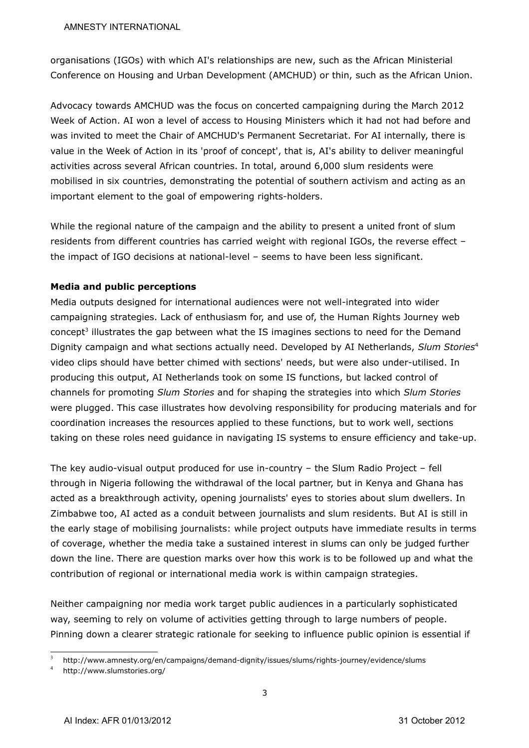organisations (IGOs) with which AI's relationships are new, such as the African Ministerial Conference on Housing and Urban Development (AMCHUD) or thin, such as the African Union.

Advocacy towards AMCHUD was the focus on concerted campaigning during the March 2012 Week of Action. AI won a level of access to Housing Ministers which it had not had before and was invited to meet the Chair of AMCHUD's Permanent Secretariat. For AI internally, there is value in the Week of Action in its 'proof of concept', that is, AI's ability to deliver meaningful activities across several African countries. In total, around 6,000 slum residents were mobilised in six countries, demonstrating the potential of southern activism and acting as an important element to the goal of empowering rights-holders.

While the regional nature of the campaign and the ability to present a united front of slum residents from different countries has carried weight with regional IGOs, the reverse effect – the impact of IGO decisions at national-level – seems to have been less significant.

**Media and public perceptions**

Media outputs designed for international audiences were not well-integrated into wider campaigning strategies. Lack of enthusiasm for, and use of, the Human Rights Journey web concept[3] illustrates the gap between what the IS imagines sections to need for the Demand Dignity campaign and what sections actually need. Developed by AI Netherlands, *Slum Stories*[4] video clips should have better chimed with sections' needs, but were also under-utilised. In producing this output, AI Netherlands took on some IS functions, but lacked control of channels for promoting *Slum Stories* and for shaping the strategies into which *Slum Stories* were plugged. This case illustrates how devolving responsibility for producing materials and for coordination increases the resources applied to these functions, but to work well, sections taking on these roles need guidance in navigating IS systems to ensure efficiency and take-up.

The key audio-visual output produced for use in-country – the Slum Radio Project – fell through in Nigeria following the withdrawal of the local partner, but in Kenya and Ghana has acted as a breakthrough activity, opening journalists' eyes to stories about slum dwellers. In Zimbabwe too, AI acted as a conduit between journalists and slum residents. But AI is still in the early stage of mobilising journalists: while project outputs have immediate results in terms of coverage, whether the media take a sustained interest in slums can only be judged further down the line. There are question marks over how this work is to be followed up and what the contribution of regional or international media work is within campaign strategies.

Neither campaigning nor media work target public audiences in a particularly sophisticated way, seeming to rely on volume of activities getting through to large numbers of people. Pinning down a clearer strategic rationale for seeking to influence public opinion is essential if

---

[3] http://www.amnesty.org/en/campaigns/demand-dignity/issues/slums/rights-journey/evidence/slums

[4] http://www.slumstories.org/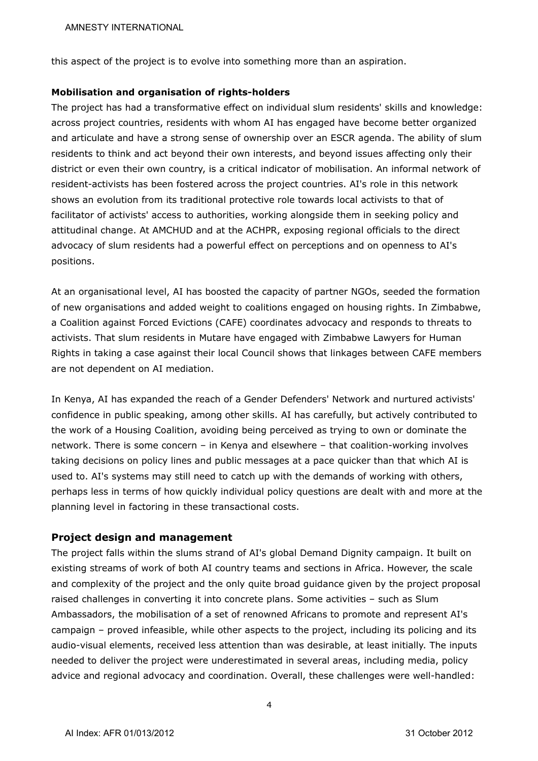this aspect of the project is to evolve into something more than an aspiration.

**Mobilisation and organisation of rights-holders**

The project has had a transformative effect on individual slum residents' skills and knowledge: across project countries, residents with whom AI has engaged have become better organized and articulate and have a strong sense of ownership over an ESCR agenda. The ability of slum residents to think and act beyond their own interests, and beyond issues affecting only their district or even their own country, is a critical indicator of mobilisation. An informal network of resident-activists has been fostered across the project countries. AI's role in this network shows an evolution from its traditional protective role towards local activists to that of facilitator of activists' access to authorities, working alongside them in seeking policy and attitudinal change. At AMCHUD and at the ACHPR, exposing regional officials to the direct advocacy of slum residents had a powerful effect on perceptions and on openness to AI's positions.

At an organisational level, AI has boosted the capacity of partner NGOs, seeded the formation of new organisations and added weight to coalitions engaged on housing rights. In Zimbabwe, a Coalition against Forced Evictions (CAFE) coordinates advocacy and responds to threats to activists. That slum residents in Mutare have engaged with Zimbabwe Lawyers for Human Rights in taking a case against their local Council shows that linkages between CAFE members are not dependent on AI mediation.

In Kenya, AI has expanded the reach of a Gender Defenders' Network and nurtured activists' confidence in public speaking, among other skills. AI has carefully, but actively contributed to the work of a Housing Coalition, avoiding being perceived as trying to own or dominate the network. There is some concern – in Kenya and elsewhere – that coalition-working involves taking decisions on policy lines and public messages at a pace quicker than that which AI is used to. AI's systems may still need to catch up with the demands of working with others, perhaps less in terms of how quickly individual policy questions are dealt with and more at the planning level in factoring in these transactional costs.

## Project design and management

The project falls within the slums strand of AI's global Demand Dignity campaign. It built on existing streams of work of both AI country teams and sections in Africa. However, the scale and complexity of the project and the only quite broad guidance given by the project proposal raised challenges in converting it into concrete plans. Some activities – such as Slum Ambassadors, the mobilisation of a set of renowned Africans to promote and represent AI's campaign – proved infeasible, while other aspects to the project, including its policing and its audio-visual elements, received less attention than was desirable, at least initially. The inputs needed to deliver the project were underestimated in several areas, including media, policy advice and regional advocacy and coordination. Overall, these challenges were well-handled: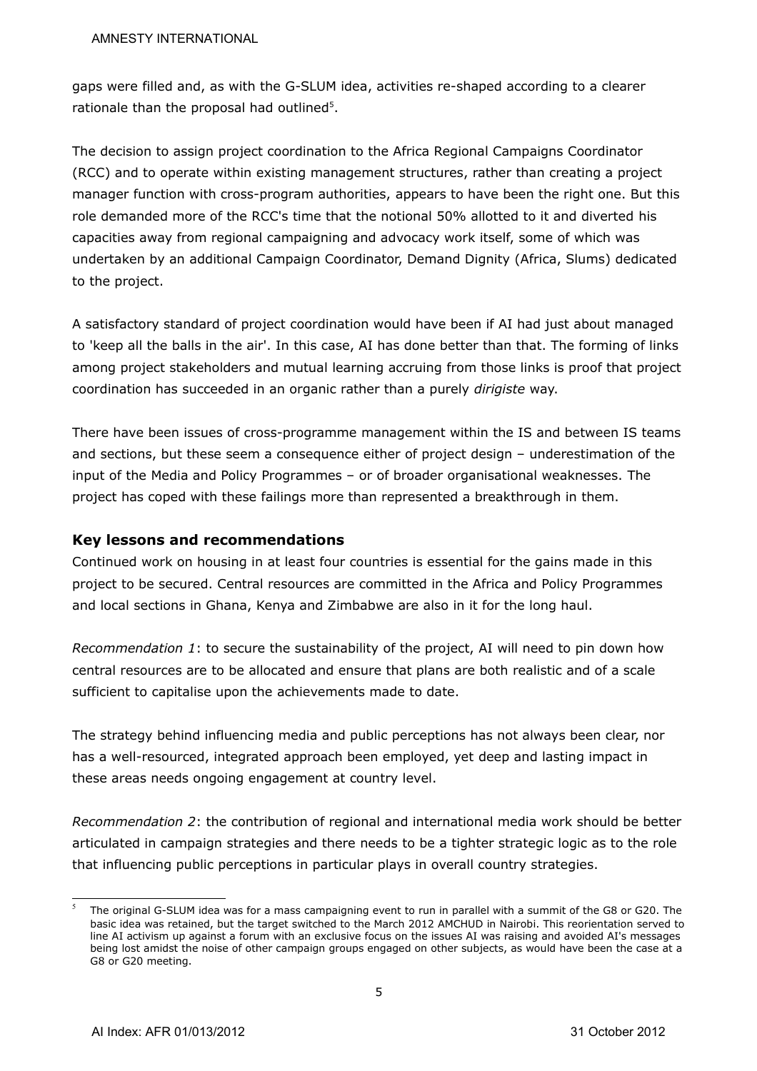gaps were filled and, as with the G-SLUM idea, activities re-shaped according to a clearer rationale than the proposal had outlined[5].

The decision to assign project coordination to the Africa Regional Campaigns Coordinator (RCC) and to operate within existing management structures, rather than creating a project manager function with cross-program authorities, appears to have been the right one. But this role demanded more of the RCC's time that the notional 50% allotted to it and diverted his capacities away from regional campaigning and advocacy work itself, some of which was undertaken by an additional Campaign Coordinator, Demand Dignity (Africa, Slums) dedicated to the project.

A satisfactory standard of project coordination would have been if AI had just about managed to 'keep all the balls in the air'. In this case, AI has done better than that. The forming of links among project stakeholders and mutual learning accruing from those links is proof that project coordination has succeeded in an organic rather than a purely *dirigiste* way.

There have been issues of cross-programme management within the IS and between IS teams and sections, but these seem a consequence either of project design – underestimation of the input of the Media and Policy Programmes – or of broader organisational weaknesses. The project has coped with these failings more than represented a breakthrough in them.

## Key lessons and recommendations

Continued work on housing in at least four countries is essential for the gains made in this project to be secured. Central resources are committed in the Africa and Policy Programmes and local sections in Ghana, Kenya and Zimbabwe are also in it for the long haul.

*Recommendation 1*: to secure the sustainability of the project, AI will need to pin down how central resources are to be allocated and ensure that plans are both realistic and of a scale sufficient to capitalise upon the achievements made to date.

The strategy behind influencing media and public perceptions has not always been clear, nor has a well-resourced, integrated approach been employed, yet deep and lasting impact in these areas needs ongoing engagement at country level.

*Recommendation 2*: the contribution of regional and international media work should be better articulated in campaign strategies and there needs to be a tighter strategic logic as to the role that influencing public perceptions in particular plays in overall country strategies.

---

[5] The original G-SLUM idea was for a mass campaigning event to run in parallel with a summit of the G8 or G20. The basic idea was retained, but the target switched to the March 2012 AMCHUD in Nairobi. This reorientation served to line AI activism up against a forum with an exclusive focus on the issues AI was raising and avoided AI's messages being lost amidst the noise of other campaign groups engaged on other subjects, as would have been the case at a G8 or G20 meeting.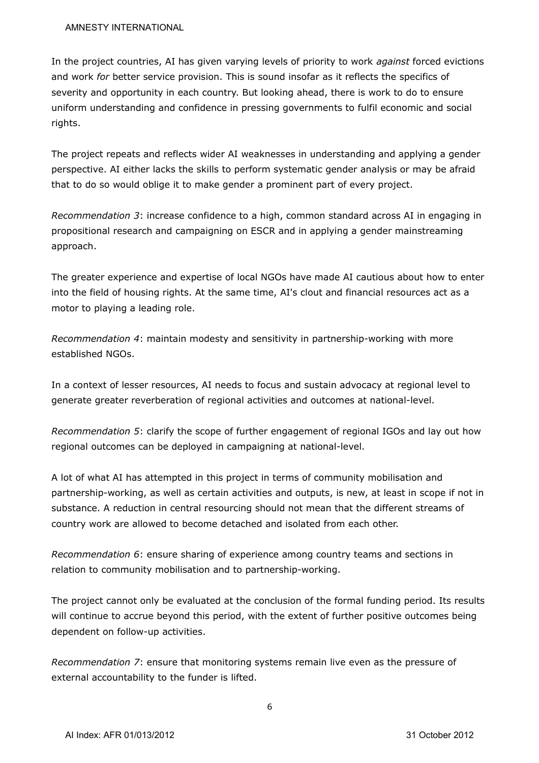In the project countries, AI has given varying levels of priority to work *against* forced evictions and work *for* better service provision. This is sound insofar as it reflects the specifics of severity and opportunity in each country. But looking ahead, there is work to do to ensure uniform understanding and confidence in pressing governments to fulfil economic and social rights.

The project repeats and reflects wider AI weaknesses in understanding and applying a gender perspective. AI either lacks the skills to perform systematic gender analysis or may be afraid that to do so would oblige it to make gender a prominent part of every project.

*Recommendation 3*: increase confidence to a high, common standard across AI in engaging in propositional research and campaigning on ESCR and in applying a gender mainstreaming approach.

The greater experience and expertise of local NGOs have made AI cautious about how to enter into the field of housing rights. At the same time, AI's clout and financial resources act as a motor to playing a leading role.

*Recommendation 4*: maintain modesty and sensitivity in partnership-working with more established NGOs.

In a context of lesser resources, AI needs to focus and sustain advocacy at regional level to generate greater reverberation of regional activities and outcomes at national-level.

*Recommendation 5*: clarify the scope of further engagement of regional IGOs and lay out how regional outcomes can be deployed in campaigning at national-level.

A lot of what AI has attempted in this project in terms of community mobilisation and partnership-working, as well as certain activities and outputs, is new, at least in scope if not in substance. A reduction in central resourcing should not mean that the different streams of country work are allowed to become detached and isolated from each other.

*Recommendation 6*: ensure sharing of experience among country teams and sections in relation to community mobilisation and to partnership-working.

The project cannot only be evaluated at the conclusion of the formal funding period. Its results will continue to accrue beyond this period, with the extent of further positive outcomes being dependent on follow-up activities.

*Recommendation 7*: ensure that monitoring systems remain live even as the pressure of external accountability to the funder is lifted.